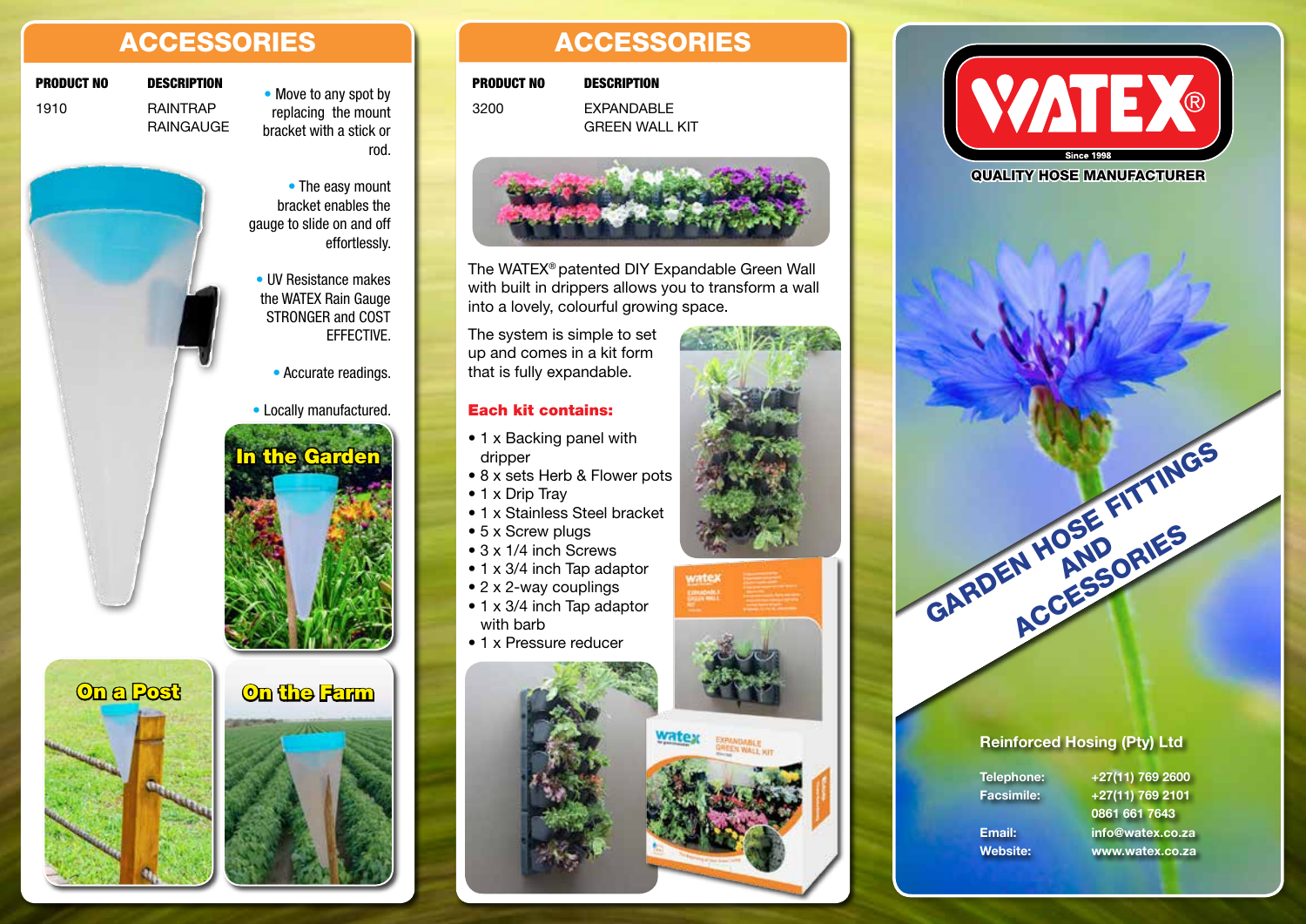## ACCESSORIES

| PRODUCT NO | DESCRIPTION |
|---|---|
| 1910 | RAINTRAP RAINGAUGE |

- Move to any spot by replacing the mount bracket with a stick or rod.
- The easy mount bracket enables the gauge to slide on and off effortlessly.
- UV Resistance makes the WATEX Rain Gauge STRONGER and COST EFFECTIVE.
- Accurate readings.
- Locally manufactured.

In the Garden

On a Post

On the Farm

## ACCESSORIES

| PRODUCT NO | DESCRIPTION |
|---|---|
| 3200 | EXPANDABLE GREEN WALL KIT |

The WATEX® patented DIY Expandable Green Wall with built in drippers allows you to transform a wall into a lovely, colourful growing space.

The system is simple to set up and comes in a kit form that is fully expandable.

**Each kit contains:**

- 1 x Backing panel with dripper
- 8 x sets Herb & Flower pots
- 1 x Drip Tray
- 1 x Stainless Steel bracket
- 5 x Screw plugs
- 3 x 1/4 inch Screws
- 1 x 3/4 inch Tap adaptor
- 2 x 2-way couplings
- 1 x 3/4 inch Tap adaptor with barb
- 1 x Pressure reducer

# WATEX®

Since 1998

QUALITY HOSE MANUFACTURER

GARDEN HOSE FITTINGS AND ACCESSORIES

**Reinforced Hosing (Pty) Ltd**

Telephone: +27(11) 769 2600
Facsimile: +27(11) 769 2101
0861 661 7643
Email: info@watex.co.za
Website: www.watex.co.za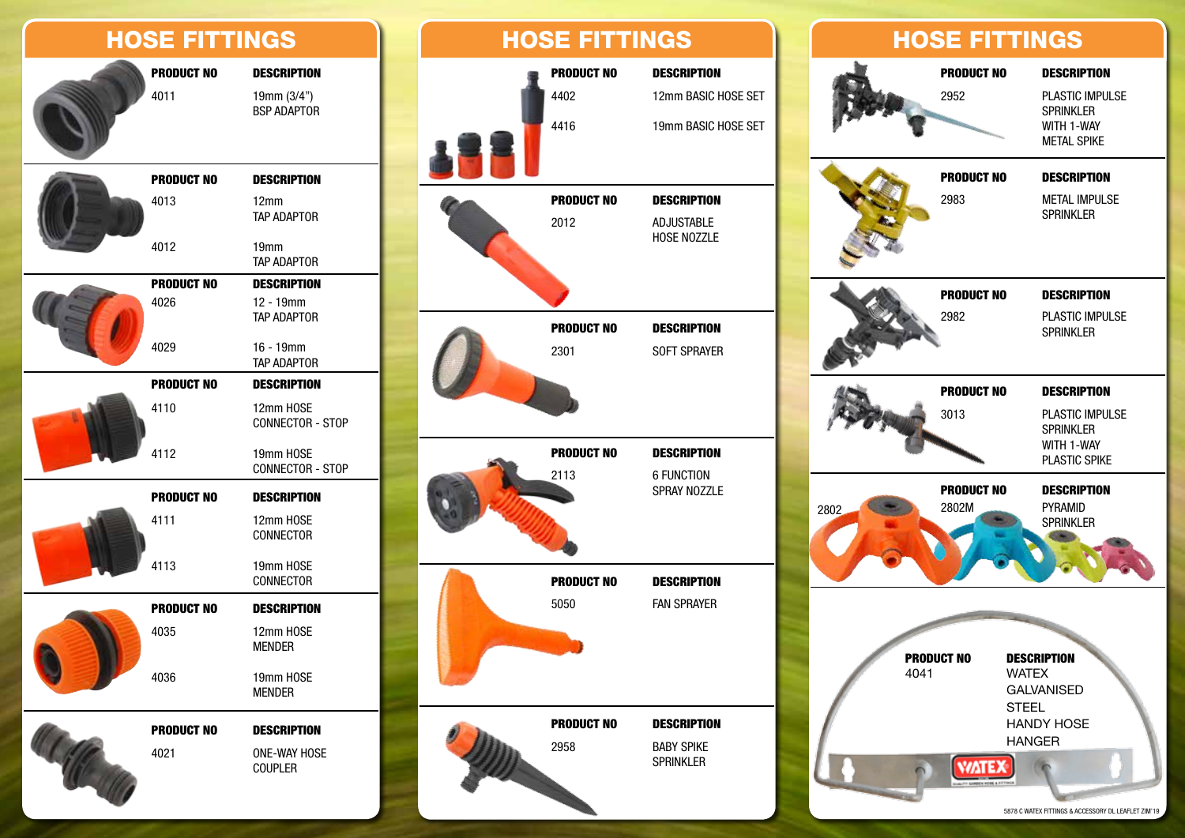## HOSE FITTINGS

| PRODUCT NO | DESCRIPTION |
|---|---|
| 4011 | 19mm (3/4") BSP ADAPTOR |

| PRODUCT NO | DESCRIPTION |
|---|---|
| 4013 | 12mm TAP ADAPTOR |
| 4012 | 19mm TAP ADAPTOR |

| PRODUCT NO | DESCRIPTION |
|---|---|
| 4026 | 12 - 19mm TAP ADAPTOR |
| 4029 | 16 - 19mm TAP ADAPTOR |

| PRODUCT NO | DESCRIPTION |
|---|---|
| 4110 | 12mm HOSE CONNECTOR - STOP |
| 4112 | 19mm HOSE CONNECTOR - STOP |

| PRODUCT NO | DESCRIPTION |
|---|---|
| 4111 | 12mm HOSE CONNECTOR |
| 4113 | 19mm HOSE CONNECTOR |

| PRODUCT NO | DESCRIPTION |
|---|---|
| 4035 | 12mm HOSE MENDER |
| 4036 | 19mm HOSE MENDER |

| PRODUCT NO | DESCRIPTION |
|---|---|
| 4021 | ONE-WAY HOSE COUPLER |

## HOSE FITTINGS

| PRODUCT NO | DESCRIPTION |
|---|---|
| 4402 | 12mm BASIC HOSE SET |
| 4416 | 19mm BASIC HOSE SET |

| PRODUCT NO | DESCRIPTION |
|---|---|
| 2012 | ADJUSTABLE HOSE NOZZLE |

| PRODUCT NO | DESCRIPTION |
|---|---|
| 2301 | SOFT SPRAYER |

| PRODUCT NO | DESCRIPTION |
|---|---|
| 2113 | 6 FUNCTION SPRAY NOZZLE |

| PRODUCT NO | DESCRIPTION |
|---|---|
| 5050 | FAN SPRAYER |

| PRODUCT NO | DESCRIPTION |
|---|---|
| 2958 | BABY SPIKE SPRINKLER |

## HOSE FITTINGS

| PRODUCT NO | DESCRIPTION |
|---|---|
| 2952 | PLASTIC IMPULSE SPRINKLER WITH 1-WAY METAL SPIKE |

| PRODUCT NO | DESCRIPTION |
|---|---|
| 2983 | METAL IMPULSE SPRINKLER |

| PRODUCT NO | DESCRIPTION |
|---|---|
| 2982 | PLASTIC IMPULSE SPRINKLER |

| PRODUCT NO | DESCRIPTION |
|---|---|
| 3013 | PLASTIC IMPULSE SPRINKLER WITH 1-WAY PLASTIC SPIKE |

2802

| PRODUCT NO | DESCRIPTION |
|---|---|
| 2802M | PYRAMID SPRINKLER |

| PRODUCT NO | DESCRIPTION |
|---|---|
| 4041 | WATEX GALVANISED STEEL HANDY HOSE HANGER |

5878 C WATEX FITTINGS & ACCESSORY DL LEAFLET ZIM'19